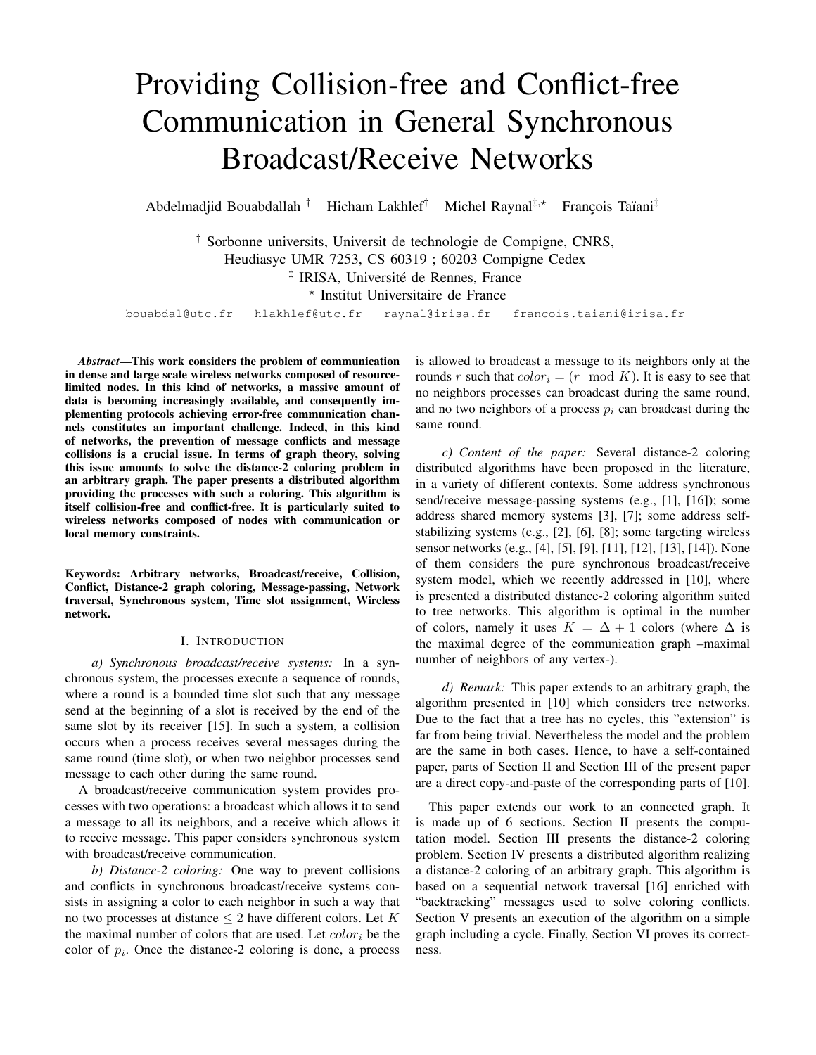# Providing Collision-free and Conflict-free Communication in General Synchronous Broadcast/Receive Networks

Abdelmadjid Bouabdallah [†] Hicham Lakhlef[†] Michel Raynal[‡,⋆] François Taïani[‡]

[†] Sorbonne universits, Universit de technologie de Compigne, CNRS, Heudiasyc UMR 7253, CS 60319 ; 60203 Compigne Cedex

[‡] IRISA, Université de Rennes, France

[⋆] Institut Universitaire de France

bouabdal@utc.fr hlakhlef@utc.fr raynal@irisa.fr francois.taiani@irisa.fr

***Abstract*—This work considers the problem of communication in dense and large scale wireless networks composed of resource-limited nodes. In this kind of networks, a massive amount of data is becoming increasingly available, and consequently implementing protocols achieving error-free communication channels constitutes an important challenge. Indeed, in this kind of networks, the prevention of message conflicts and message collisions is a crucial issue. In terms of graph theory, solving this issue amounts to solve the distance-2 coloring problem in an arbitrary graph. The paper presents a distributed algorithm providing the processes with such a coloring. This algorithm is itself collision-free and conflict-free. It is particularly suited to wireless networks composed of nodes with communication or local memory constraints.**

**Keywords: Arbitrary networks, Broadcast/receive, Collision, Conflict, Distance-2 graph coloring, Message-passing, Network traversal, Synchronous system, Time slot assignment, Wireless network.**

## I. Introduction

*a) Synchronous broadcast/receive systems:* In a synchronous system, the processes execute a sequence of rounds, where a round is a bounded time slot such that any message send at the beginning of a slot is received by the end of the same slot by its receiver [15]. In such a system, a collision occurs when a process receives several messages during the same round (time slot), or when two neighbor processes send message to each other during the same round.

A broadcast/receive communication system provides processes with two operations: a broadcast which allows it to send a message to all its neighbors, and a receive which allows it to receive message. This paper considers synchronous system with broadcast/receive communication.

*b) Distance-2 coloring:* One way to prevent collisions and conflicts in synchronous broadcast/receive systems consists in assigning a color to each neighbor in such a way that no two processes at distance $\leq 2$ have different colors. Let $K$ the maximal number of colors that are used. Let $color_i$ be the color of $p_i$. Once the distance-2 coloring is done, a process is allowed to broadcast a message to its neighbors only at the rounds $r$ such that $color_i = (r \mod K)$. It is easy to see that no neighbors processes can broadcast during the same round, and no two neighbors of a process $p_i$ can broadcast during the same round.

*c) Content of the paper:* Several distance-2 coloring distributed algorithms have been proposed in the literature, in a variety of different contexts. Some address synchronous send/receive message-passing systems (e.g., [1], [16]); some address shared memory systems [3], [7]; some address self-stabilizing systems (e.g., [2], [6], [8]; some targeting wireless sensor networks (e.g., [4], [5], [9], [11], [12], [13], [14]). None of them considers the pure synchronous broadcast/receive system model, which we recently addressed in [10], where is presented a distributed distance-2 coloring algorithm suited to tree networks. This algorithm is optimal in the number of colors, namely it uses $K = \Delta + 1$ colors (where $\Delta$ is the maximal degree of the communication graph –maximal number of neighbors of any vertex-).

*d) Remark:* This paper extends to an arbitrary graph, the algorithm presented in [10] which considers tree networks. Due to the fact that a tree has no cycles, this "extension" is far from being trivial. Nevertheless the model and the problem are the same in both cases. Hence, to have a self-contained paper, parts of Section II and Section III of the present paper are a direct copy-and-paste of the corresponding parts of [10].

This paper extends our work to an connected graph. It is made up of 6 sections. Section II presents the computation model. Section III presents the distance-2 coloring problem. Section IV presents a distributed algorithm realizing a distance-2 coloring of an arbitrary graph. This algorithm is based on a sequential network traversal [16] enriched with "backtracking" messages used to solve coloring conflicts. Section V presents an execution of the algorithm on a simple graph including a cycle. Finally, Section VI proves its correctness.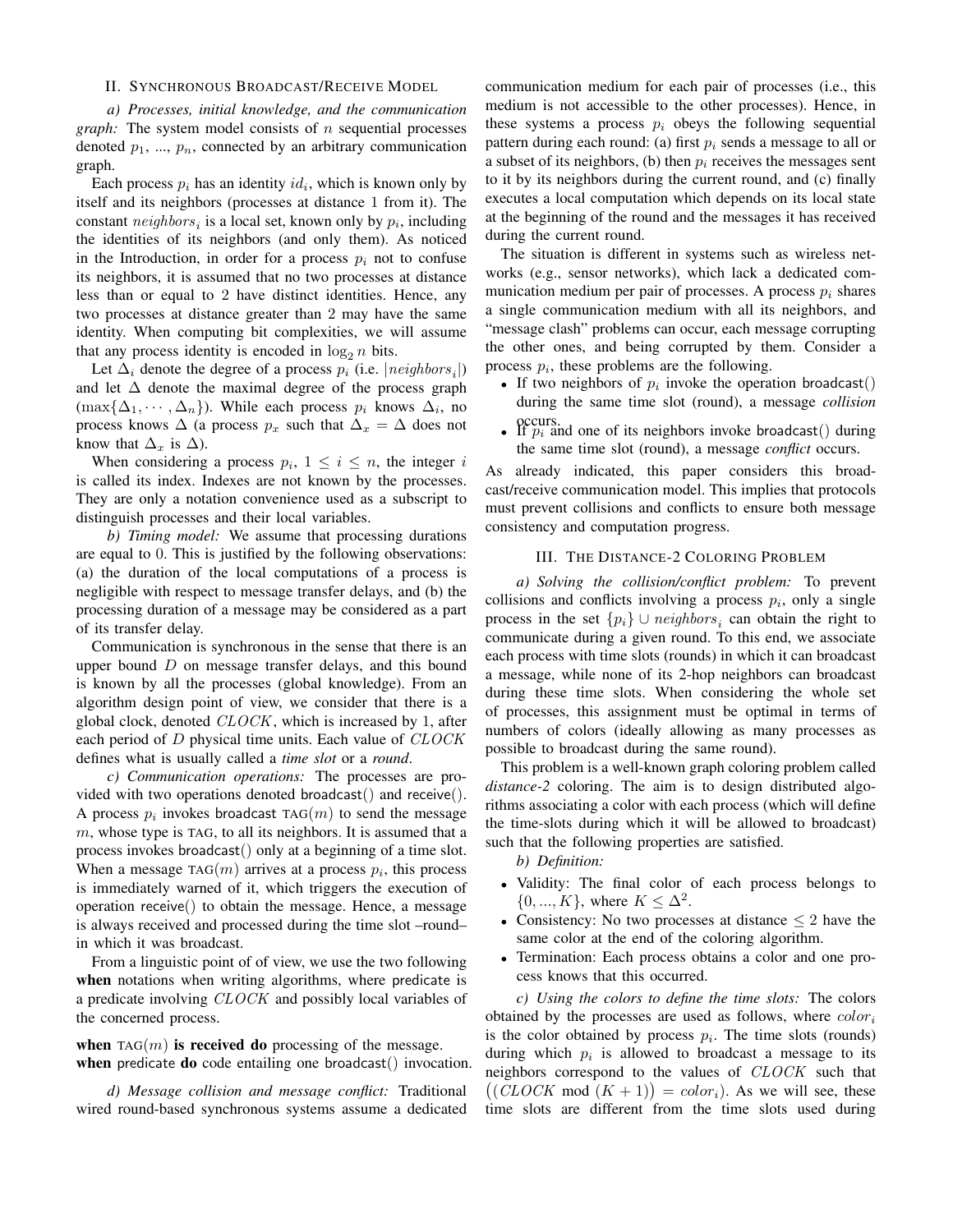## II. Synchronous Broadcast/Receive Model

*a) Processes, initial knowledge, and the communication graph:* The system model consists of $n$ sequential processes denoted $p_1$, ..., $p_n$, connected by an arbitrary communication graph.

Each process $p_i$ has an identity $id_i$, which is known only by itself and its neighbors (processes at distance 1 from it). The constant $neighbors_i$ is a local set, known only by $p_i$, including the identities of its neighbors (and only them). As noticed in the Introduction, in order for a process $p_i$ not to confuse its neighbors, it is assumed that no two processes at distance less than or equal to 2 have distinct identities. Hence, any two processes at distance greater than 2 may have the same identity. When computing bit complexities, we will assume that any process identity is encoded in $\log_2 n$ bits.

Let $\Delta_i$ denote the degree of a process $p_i$ (i.e. $|neighbors_i|$) and let $\Delta$ denote the maximal degree of the process graph ($\max\{\Delta_1, \cdots, \Delta_n\}$). While each process $p_i$ knows $\Delta_i$, no process knows $\Delta$ (a process $p_x$ such that $\Delta_x = \Delta$ does not know that $\Delta_x$ is $\Delta$).

When considering a process $p_i$, $1 \leq i \leq n$, the integer $i$ is called its index. Indexes are not known by the processes. They are only a notation convenience used as a subscript to distinguish processes and their local variables.

*b) Timing model:* We assume that processing durations are equal to 0. This is justified by the following observations: (a) the duration of the local computations of a process is negligible with respect to message transfer delays, and (b) the processing duration of a message may be considered as a part of its transfer delay.

Communication is synchronous in the sense that there is an upper bound $D$ on message transfer delays, and this bound is known by all the processes (global knowledge). From an algorithm design point of view, we consider that there is a global clock, denoted $CLOCK$, which is increased by 1, after each period of $D$ physical time units. Each value of $CLOCK$ defines what is usually called a *time slot* or a *round*.

*c) Communication operations:* The processes are provided with two operations denoted broadcast() and receive(). A process $p_i$ invokes broadcast TAG($m$) to send the message $m$, whose type is TAG, to all its neighbors. It is assumed that a process invokes broadcast() only at a beginning of a time slot. When a message TAG($m$) arrives at a process $p_i$, this process is immediately warned of it, which triggers the execution of operation receive() to obtain the message. Hence, a message is always received and processed during the time slot –round– in which it was broadcast.

From a linguistic point of of view, we use the two following **when** notations when writing algorithms, where predicate is a predicate involving $CLOCK$ and possibly local variables of the concerned process.

**when** TAG($m$) **is received do** processing of the message.
**when** predicate **do** code entailing one broadcast() invocation.

*d) Message collision and message conflict:* Traditional wired round-based synchronous systems assume a dedicated communication medium for each pair of processes (i.e., this medium is not accessible to the other processes). Hence, in these systems a process $p_i$ obeys the following sequential pattern during each round: (a) first $p_i$ sends a message to all or a subset of its neighbors, (b) then $p_i$ receives the messages sent to it by its neighbors during the current round, and (c) finally executes a local computation which depends on its local state at the beginning of the round and the messages it has received during the current round.

The situation is different in systems such as wireless networks (e.g., sensor networks), which lack a dedicated communication medium per pair of processes. A process $p_i$ shares a single communication medium with all its neighbors, and "message clash" problems can occur, each message corrupting the other ones, and being corrupted by them. Consider a process $p_i$, these problems are the following.

- If two neighbors of $p_i$ invoke the operation broadcast() during the same time slot (round), a message *collision* occurs.
- If $p_i$ and one of its neighbors invoke broadcast() during the same time slot (round), a message *conflict* occurs.

As already indicated, this paper considers this broadcast/receive communication model. This implies that protocols must prevent collisions and conflicts to ensure both message consistency and computation progress.

## III. The Distance-2 Coloring Problem

*a) Solving the collision/conflict problem:* To prevent collisions and conflicts involving a process $p_i$, only a single process in the set $\{p_i\} \cup neighbors_i$ can obtain the right to communicate during a given round. To this end, we associate each process with time slots (rounds) in which it can broadcast a message, while none of its 2-hop neighbors can broadcast during these time slots. When considering the whole set of processes, this assignment must be optimal in terms of numbers of colors (ideally allowing as many processes as possible to broadcast during the same round).

This problem is a well-known graph coloring problem called *distance-2* coloring. The aim is to design distributed algorithms associating a color with each process (which will define the time-slots during which it will be allowed to broadcast) such that the following properties are satisfied.

*b) Definition:*

- Validity: The final color of each process belongs to $\{0, ..., K\}$, where $K \leq \Delta^2$.
- Consistency: No two processes at distance $\leq 2$ have the same color at the end of the coloring algorithm.
- Termination: Each process obtains a color and one process knows that this occurred.

*c) Using the colors to define the time slots:* The colors obtained by the processes are used as follows, $color_i$ is the color obtained by process $p_i$. The time slots (rounds) during which $p_i$ is allowed to broadcast a message to its neighbors correspond to the values of $CLOCK$ such that $\big((CLOCK \bmod (K+1)\big) = color_i)$. As we will see, these time slots are different from the time slots used during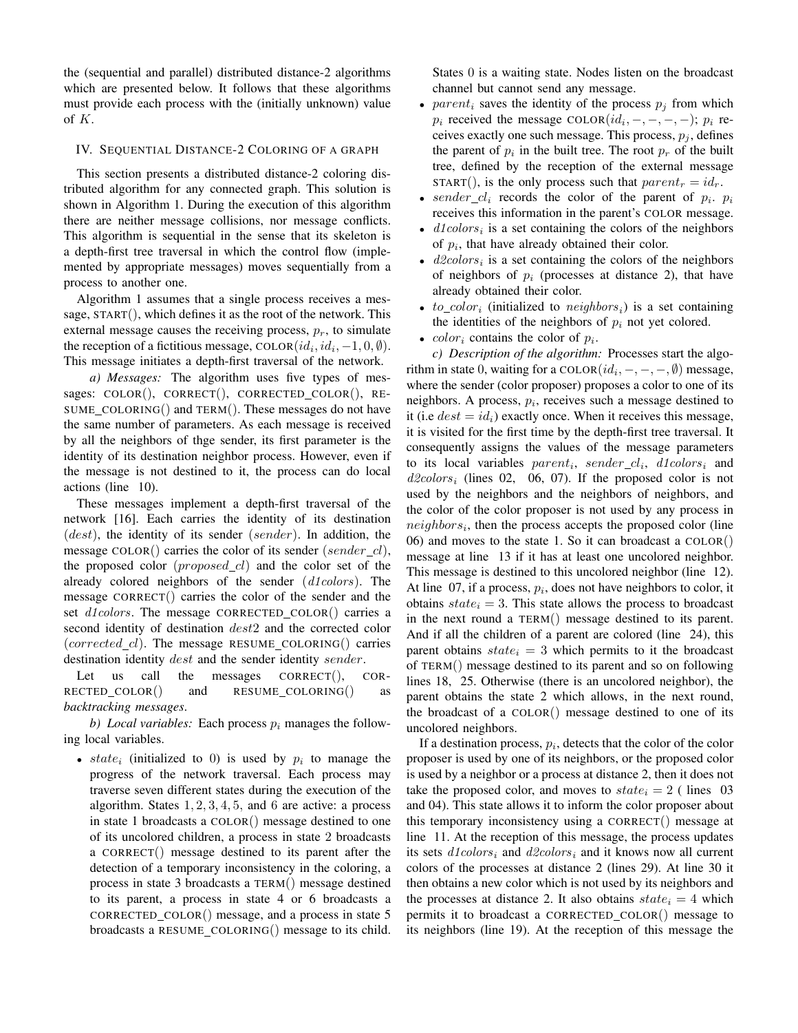the (sequential and parallel) distributed distance-2 algorithms which are presented below. It follows that these algorithms must provide each process with the (initially unknown) value of $K$.

## IV. Sequential Distance-2 Coloring of a graph

This section presents a distributed distance-2 coloring distributed algorithm for any connected graph. This solution is shown in Algorithm 1. During the execution of this algorithm there are neither message collisions, nor message conflicts. This algorithm is sequential in the sense that its skeleton is a depth-first tree traversal in which the control flow (implemented by appropriate messages) moves sequentially from a process to another one.

Algorithm 1 assumes that a single process receives a message, START(), which defines it as the root of the network. This external message causes the receiving process, $p_r$, to simulate the reception of a fictitious message, COLOR$(id_i, id_i, -1, 0, \emptyset)$. This message initiates a depth-first traversal of the network.

*a) Messages:* The algorithm uses five types of messages: COLOR(), CORRECT(), CORRECTED_COLOR(), RESUME_COLORING() and TERM(). These messages do not have the same number of parameters. As each message is received by all the neighbors of thge sender, its first parameter is the identity of its destination neighbor process. However, even if the message is not destined to it, the process can do local actions (line 10).

These messages implement a depth-first traversal of the network [16]. Each carries the identity of its destination ($dest$), the identity of its sender ($sender$). In addition, the message COLOR() carries the color of its sender ($sender\_cl$), the proposed color ($proposed\_cl$) and the color set of the already colored neighbors of the sender ($d1colors$). The message CORRECT() carries the color of the sender and the set $d1colors$. The message CORRECTED_COLOR() carries a second identity of destination $dest2$ and the corrected color ($corrected\_cl$). The message RESUME_COLORING() carries destination identity $dest$ and the sender identity $sender$.

Let us call the messages CORRECT(), CORRECTED_COLOR() and RESUME_COLORING() as *backtracking messages*.

*b) Local variables:* Each process $p_i$ manages the following local variables.

- $state_i$ (initialized to 0) is used by $p_i$ to manage the progress of the network traversal. Each process may traverse seven different states during the execution of the algorithm. States $1, 2, 3, 4, 5,$ and 6 are active: a process in state 1 broadcasts a COLOR() message destined to one of its uncolored children, a process in state 2 broadcasts a CORRECT() message destined to its parent after the detection of a temporary inconsistency in the coloring, a process in state 3 broadcasts a TERM() message destined to its parent, a process in state 4 or 6 broadcasts a CORRECTED_COLOR() message, and a process in state 5 broadcasts a RESUME_COLORING() message to its child. States 0 is a waiting state. Nodes listen on the broadcast channel but cannot send any message.
- $parent_i$ saves the identity of the process $p_j$ from which $p_i$ received the message COLOR$(id_i, -, -, -, -)$; $p_i$ receives exactly one such message. This process, $p_j$, defines the parent of $p_i$ in the built tree. The root $p_r$ of the built tree, defined by the reception of the external message START(), is the only process such that $parent_r = id_r$.
- $sender\_cl_i$ records the color of the parent of $p_i$. $p_i$ receives this information in the parent's COLOR message.
- $d1colors_i$ is a set containing the colors of the neighbors of $p_i$, that have already obtained their color.
- $d2colors_i$ is a set containing the colors of the neighbors of neighbors of $p_i$ (processes at distance 2), that have already obtained their color.
- $to\_color_i$ (initialized to $neighbors_i$) is a set containing the identities of the neighbors of $p_i$ not yet colored.
- $color_i$ contains the color of $p_i$.

*c) Description of the algorithm:* Processes start the algorithm in state 0, waiting for a COLOR$(id_i, -, -, -, \emptyset)$ message, where the sender (color proposer) proposes a color to one of its neighbors. A process, $p_i$, receives such a message destined to it (i.e $dest = id_i$) exactly once. When it receives this message, it is visited for the first time by the depth-first tree traversal. It consequently assigns the values of the message parameters to its local variables $parent_i$, $sender\_cl_i$, $d1colors_i$ and $d2colors_i$ (lines 02, 06, 07). If the proposed color is not used by the neighbors and the neighbors of neighbors, and the color of the color proposer is not used by any process in $neighbors_i$, then the process accepts the proposed color (line 06) and moves to the state 1. So it can broadcast a COLOR() message at line 13 if it has at least one uncolored neighbor. This message is destined to this uncolored neighbor (line 12). At line 07, if a process, $p_i$, does not have neighbors to color, it obtains $state_i = 3$. This state allows the process to broadcast in the next round a TERM() message destined to its parent. And if all the children of a parent are colored (line 24), this parent obtains $state_i = 3$ which permits to it the broadcast of TERM() message destined to its parent and so on following lines 18, 25. Otherwise (there is an uncolored neighbor), the parent obtains the state 2 which allows, in the next round, the broadcast of a COLOR() message destined to one of its uncolored neighbors.

If a destination process, $p_i$, detects that the color of the color proposer is used by one of its neighbors, or the proposed color is used by a neighbor or a process at distance 2, then it does not take the proposed color, and moves to $state_i = 2$ ( lines 03 and 04). This state allows it to inform the color proposer about this temporary inconsistency using a CORRECT() message at line 11. At the reception of this message, the process updates its sets $d1colors_i$ and $d2colors_i$ and it knows now all current colors of the processes at distance 2 (lines 29). At line 30 it then obtains a new color which is not used by its neighbors and the processes at distance 2. It also obtains $state_i = 4$ which permits it to broadcast a CORRECTED_COLOR() message to its neighbors (line 19). At the reception of this message the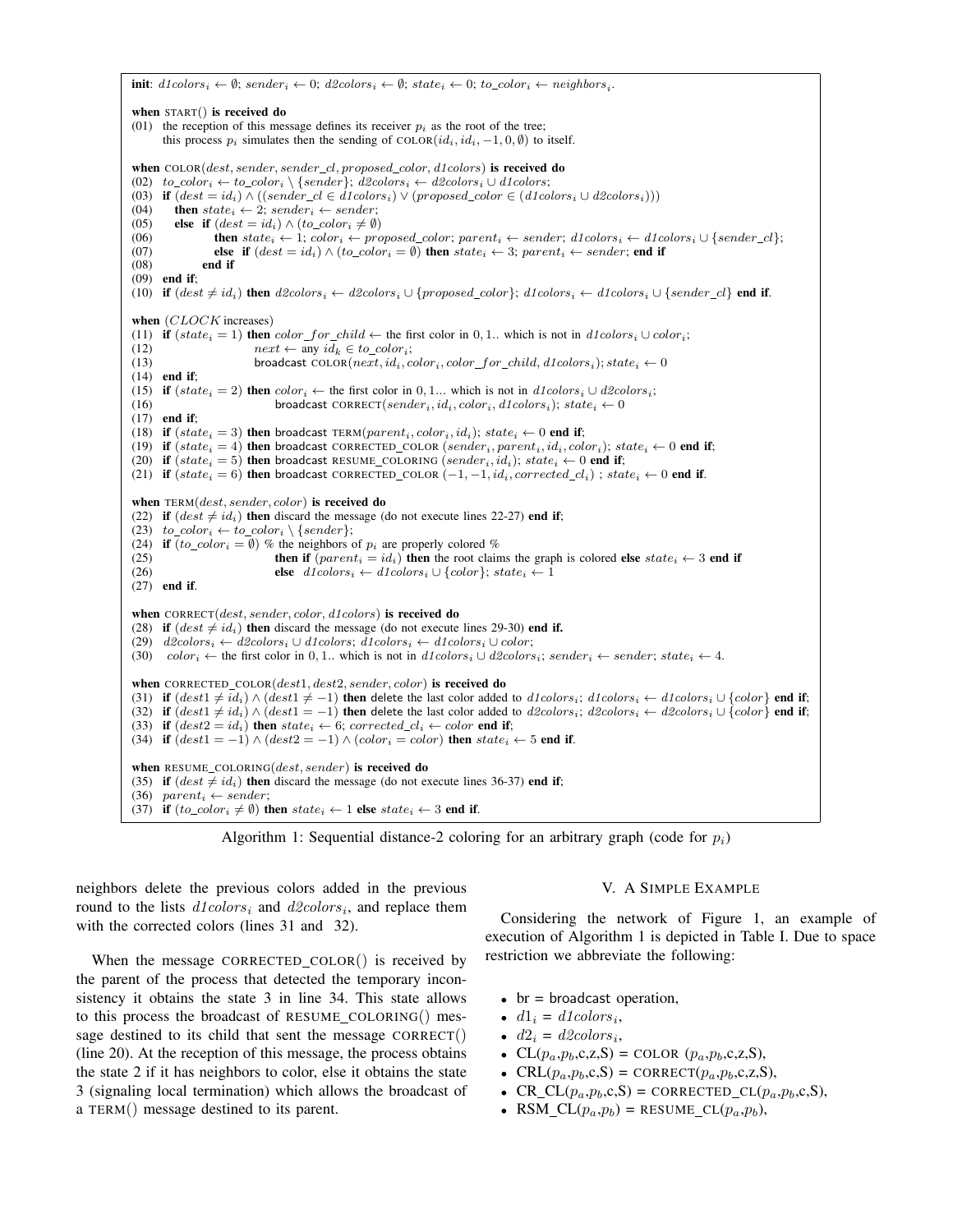```
init: d1colors_i ← ∅; sender_i ← 0; d2colors_i ← ∅; state_i ← 0; to_color_i ← neighbors_i.

when START() is received do
(01)  the reception of this message defines its receiver p_i as the root of the tree;
      this process p_i simulates then the sending of COLOR(id_i, id_i, −1, 0, ∅) to itself.

when COLOR(dest, sender, sender_cl, proposed_color, d1colors) is received do
(02)  to_color_i ← to_color_i \ {sender}; d2colors_i ← d2colors_i ∪ d1colors;
(03)  if (dest = id_i) ∧ ((sender_cl ∈ d1colors_i) ∨ (proposed_color ∈ (d1colors_i ∪ d2colors_i)))
(04)     then state_i ← 2; sender_i ← sender;
(05)     else if (dest = id_i) ∧ (to_color_i ≠ ∅)
(06)             then state_i ← 1; color_i ← proposed_color; parent_i ← sender; d1colors_i ← d1colors_i ∪ {sender_cl};
(07)             else if (dest = id_i) ∧ (to_color_i = ∅) then state_i ← 3; parent_i ← sender; end if
(08)         end if
(09)  end if;
(10)  if (dest ≠ id_i) then d2colors_i ← d2colors_i ∪ {proposed_color}; d1colors_i ← d1colors_i ∪ {sender_cl} end if.

when (CLOCK increases)
(11)  if (state_i = 1) then color_for_child ← the first color in 0, 1.. which is not in d1colors_i ∪ color_i;
(12)                    next ← any id_k ∈ to_color_i;
(13)                    broadcast COLOR(next, id_i, color_i, color_for_child, d1colors_i); state_i ← 0
(14)  end if;
(15)  if (state_i = 2) then color_i ← the first color in 0, 1... which is not in d1colors_i ∪ d2colors_i;
(16)                    broadcast CORRECT(sender_i, id_i, color_i, d1colors_i); state_i ← 0
(17)  end if;
(18)  if (state_i = 3) then broadcast TERM(parent_i, color_i, id_i); state_i ← 0 end if;
(19)  if (state_i = 4) then broadcast CORRECTED_COLOR (sender_i, parent_i, id_i, color_i); state_i ← 0 end if;
(20)  if (state_i = 5) then broadcast RESUME_COLORING (sender_i, id_i); state_i ← 0 end if;
(21)  if (state_i = 6) then broadcast CORRECTED_COLOR (−1, −1, id_i, corrected_cl_i) ; state_i ← 0 end if.

when TERM(dest, sender, color) is received do
(22)  if (dest ≠ id_i) then discard the message (do not execute lines 22-27) end if;
(23)  to_color_i ← to_color_i \ {sender};
(24)  if (to_color_i = ∅) % the neighbors of p_i are properly colored %
(25)                    then if (parent_i = id_i) then the root claims the graph is colored else state_i ← 3 end if
(26)                    else d1colors_i ← d1colors_i ∪ {color}; state_i ← 1
(27)  end if.

when CORRECT(dest, sender, color, d1colors) is received do
(28)  if (dest ≠ id_i) then discard the message (do not execute lines 29-30) end if.
(29)  d2colors_i ← d2colors_i ∪ d1colors; d1colors_i ← d1colors_i ∪ color;
(30)  color_i ← the first color in 0, 1.. which is not in d1colors_i ∪ d2colors_i; sender_i ← sender; state_i ← 4.

when CORRECTED_COLOR(dest1, dest2, sender, color) is received do
(31)  if (dest1 ≠ id_i) ∧ (dest1 ≠ −1) then delete the last color added to d1colors_i; d1colors_i ← d1colors_i ∪ {color} end if;
(32)  if (dest1 ≠ id_i) ∧ (dest1 = −1) then delete the last color added to d2colors_i; d2colors_i ← d2colors_i ∪ {color} end if;
(33)  if (dest2 = id_i) then state_i ← 6; corrected_cl_i ← color end if;
(34)  if (dest1 = −1) ∧ (dest2 = −1) ∧ (color_i = color) then state_i ← 5 end if.

when RESUME_COLORING(dest, sender) is received do
(35)  if (dest ≠ id_i) then discard the message (do not execute lines 36-37) end if;
(36)  parent_i ← sender;
(37)  if (to_color_i ≠ ∅) then state_i ← 1 else state_i ← 3 end if.
```

Algorithm 1: Sequential distance-2 coloring for an arbitrary graph (code for $p_i$)

neighbors delete the previous colors added in the previous round to the lists $d1colors_i$ and $d2colors_i$, and replace them with the corrected colors (lines 31 and 32).

When the message CORRECTED_COLOR() is received by the parent of the process that detected the temporary inconsistency it obtains the state 3 in line 34. This state allows to this process the broadcast of RESUME_COLORING() message destined to its child that sent the message CORRECT() (line 20). At the reception of this message, the process obtains the state 2 if it has neighbors to color, else it obtains the state 3 (signaling local termination) which allows the broadcast of a TERM() message destined to its parent.

## V. A Simple Example

Considering the network of Figure 1, an example of execution of Algorithm 1 is depicted in Table I. Due to space restriction we abbreviate the following:

- br = broadcast operation,
- $d1_i$ = $d1colors_i$,
- $d2_i$ = $d2colors_i$,
- CL($p_a$,$p_b$,c,z,S) = COLOR ($p_a$,$p_b$,c,z,S),
- CRL($p_a$,$p_b$,c,S) = CORRECT($p_a$,$p_b$,c,z,S),
- CR_CL($p_a$,$p_b$,c,S) = CORRECTED_CL($p_a$,$p_b$,c,S),
- RSM_CL($p_a$,$p_b$) = RESUME_CL($p_a$,$p_b$),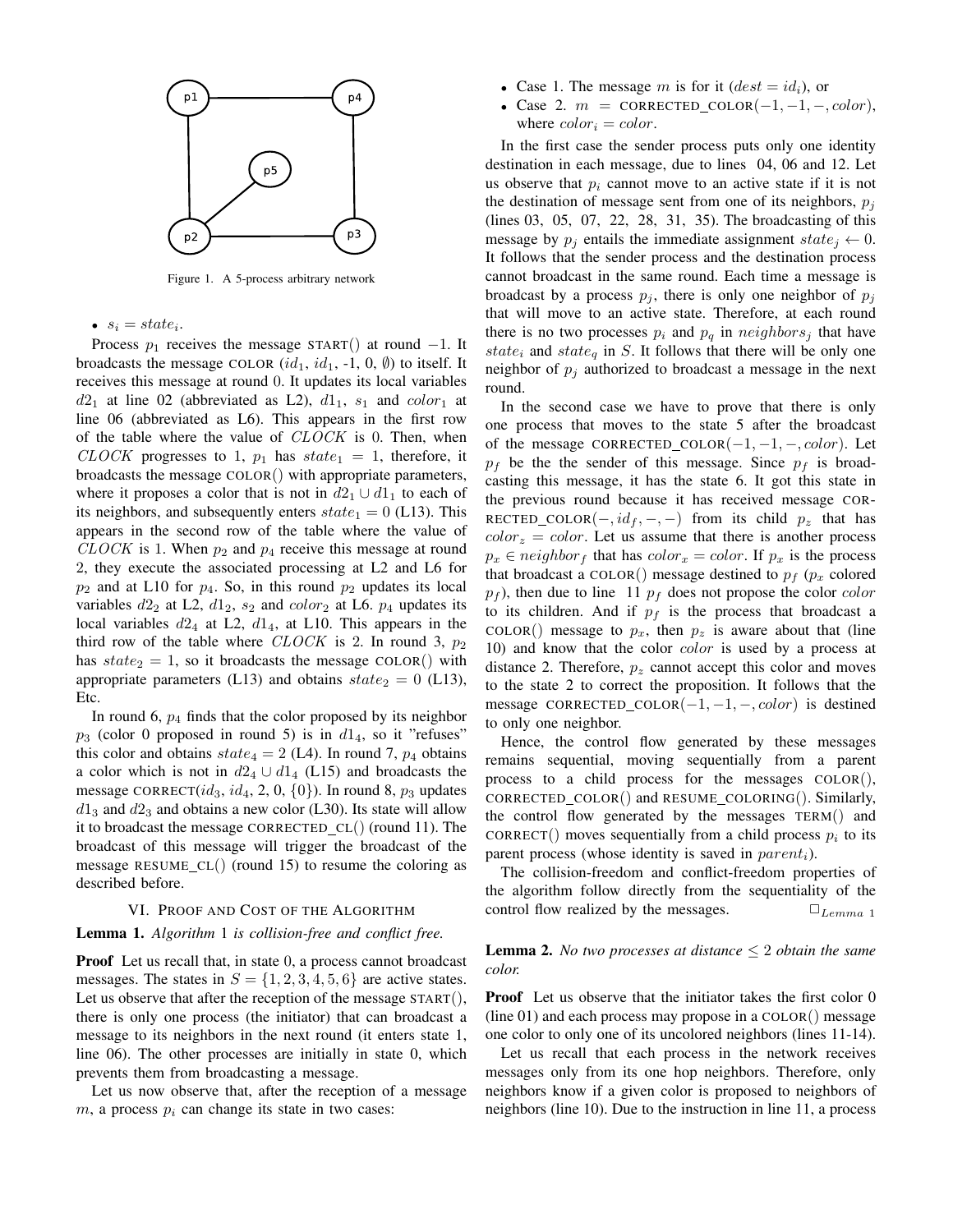p1 p4 p5 p2 p3

Figure 1. A 5-process arbitrary network

- $s_i = state_i$.

Process $p_1$ receives the message START() at round $-1$. It broadcasts the message COLOR ($id_1$, $id_1$, -1, 0, $\emptyset$) to itself. It receives this message at round 0. It updates its local variables $d2_1$ at line 02 (abbreviated as L2), $d1_1$, $s_1$ and $color_1$ at line 06 (abbreviated as L6). This appears in the first row of the table where the value of $CLOCK$ is 0. Then, when $CLOCK$ progresses to 1, $p_1$ has $state_1 = 1$, therefore, it broadcasts the message COLOR() with appropriate parameters, where it proposes a color that is not in $d2_1 \cup d1_1$ to each of its neighbors, and subsequently enters $state_1 = 0$ (L13). This appears in the second row of the table where the value of $CLOCK$ is 1. When $p_2$ and $p_4$ receive this message at round 2, they execute the associated processing at L2 and L6 for $p_2$ and at L10 for $p_4$. So, in this round $p_2$ updates its local variables $d2_2$ at L2, $d1_2$, $s_2$ and $color_2$ at L6. $p_4$ updates its local variables $d2_4$ at L2, $d1_4$, at L10. This appears in the third row of the table where $CLOCK$ is 2. In round 3, $p_2$ has $state_2 = 1$, so it broadcasts the message COLOR() with appropriate parameters (L13) and obtains $state_2 = 0$ (L13), Etc.

In round 6, $p_4$ finds that the color proposed by its neighbor $p_3$ (color 0 proposed in round 5) is in $d1_4$, so it "refuses" this color and obtains $state_4 = 2$ (L4). In round 7, $p_4$ obtains a color which is not in $d2_4 \cup d1_4$ (L15) and broadcasts the message CORRECT($id_3$, $id_4$, 2, 0, $\{0\}$). In round 8, $p_3$ updates $d1_3$ and $d2_3$ and obtains a new color (L30). Its state will allow it to broadcast the message CORRECTED_CL() (round 11). The broadcast of this message will trigger the broadcast of the message RESUME_CL() (round 15) to resume the coloring as described before.

## VI. Proof and Cost of the Algorithm

**Lemma 1.** *Algorithm 1 is collision-free and conflict free.*

**Proof** Let us recall that, in state 0, a process cannot broadcast messages. The states in $S = \{1, 2, 3, 4, 5, 6\}$ are active states. Let us observe that after the reception of the message START(), there is only one process (the initiator) that can broadcast a message to its neighbors in the next round (it enters state 1, line 06). The other processes are initially in state 0, which prevents them from broadcasting a message.

Let us now observe that, after the reception of a message $m$, a process $p_i$ can change its state in two cases:

- Case 1. The message $m$ is for it ($dest = id_i$), or
- Case 2. $m$ = CORRECTED_COLOR$(-1, -1, -, color)$, where $color_i = color$.

In the first case the sender process puts only one identity destination in each message, due to lines 04, 06 and 12. Let us observe that $p_i$ cannot move to an active state if it is not the destination of message sent from one of its neighbors, $p_j$ (lines 03, 05, 07, 22, 28, 31, 35). The broadcasting of this message by $p_j$ entails the immediate assignment $state_j \leftarrow 0$. It follows that the sender process and the destination process cannot broadcast in the same round. Each time a message is broadcast by a process $p_j$, there is only one neighbor of $p_j$ that will move to an active state. Therefore, at each round there is no two processes $p_i$ and $p_q$ in $neighbors_j$ that have $state_i$ and $state_q$ in $S$. It follows that there will be only one neighbor of $p_j$ authorized to broadcast a message in the next round.

In the second case we have to prove that there is only one process that moves to the state 5 after the broadcast of the message CORRECTED_COLOR$(-1, -1, -, color)$. Let $p_f$ be the the sender of this message. Since $p_f$ is broadcasting this message, it has the state 6. It got this state in the previous round because it has received message CORRECTED_COLOR$(-, id_f, -, -)$ from its child $p_z$ that has $color_z = color$. Let us assume that there is another process $p_x \in neighbor_f$ that has $color_x = color$. If $p_x$ is the process that broadcast a COLOR() message destined to $p_f$ ($p_x$ colored $p_f$), then due to line 11 $p_f$ does not propose the color $color$ to its children. And if $p_f$ is the process that broadcast a COLOR() message to $p_x$, then $p_z$ is aware about that (line 10) and know that the color $color$ is used by a process at distance 2. Therefore, $p_z$ cannot accept this color and moves to the state 2 to correct the proposition. It follows that the message CORRECTED_COLOR$(-1, -1, -, color)$ is destined to only one neighbor.

Hence, the control flow generated by these messages remains sequential, moving sequentially from a parent process to a child process for the messages COLOR(), CORRECTED_COLOR() and RESUME_COLORING(). Similarly, the control flow generated by the messages TERM() and CORRECT() moves sequentially from a child process $p_i$ to its parent process (whose identity is saved in $parent_i$).

The collision-freedom and conflict-freedom properties of the algorithm follow directly from the sequentiality of the control flow realized by the messages. $\square_{Lemma\ 1}$

**Lemma 2.** *No two processes at distance $\leq 2$ obtain the same color.*

**Proof** Let us observe that the initiator takes the first color 0 (line 01) and each process may propose in a COLOR() message one color to only one of its uncolored neighbors (lines 11-14).

Let us recall that each process in the network receives messages only from its one hop neighbors. Therefore, only neighbors know if a given color is proposed to neighbors of neighbors (line 10). Due to the instruction in line 11, a process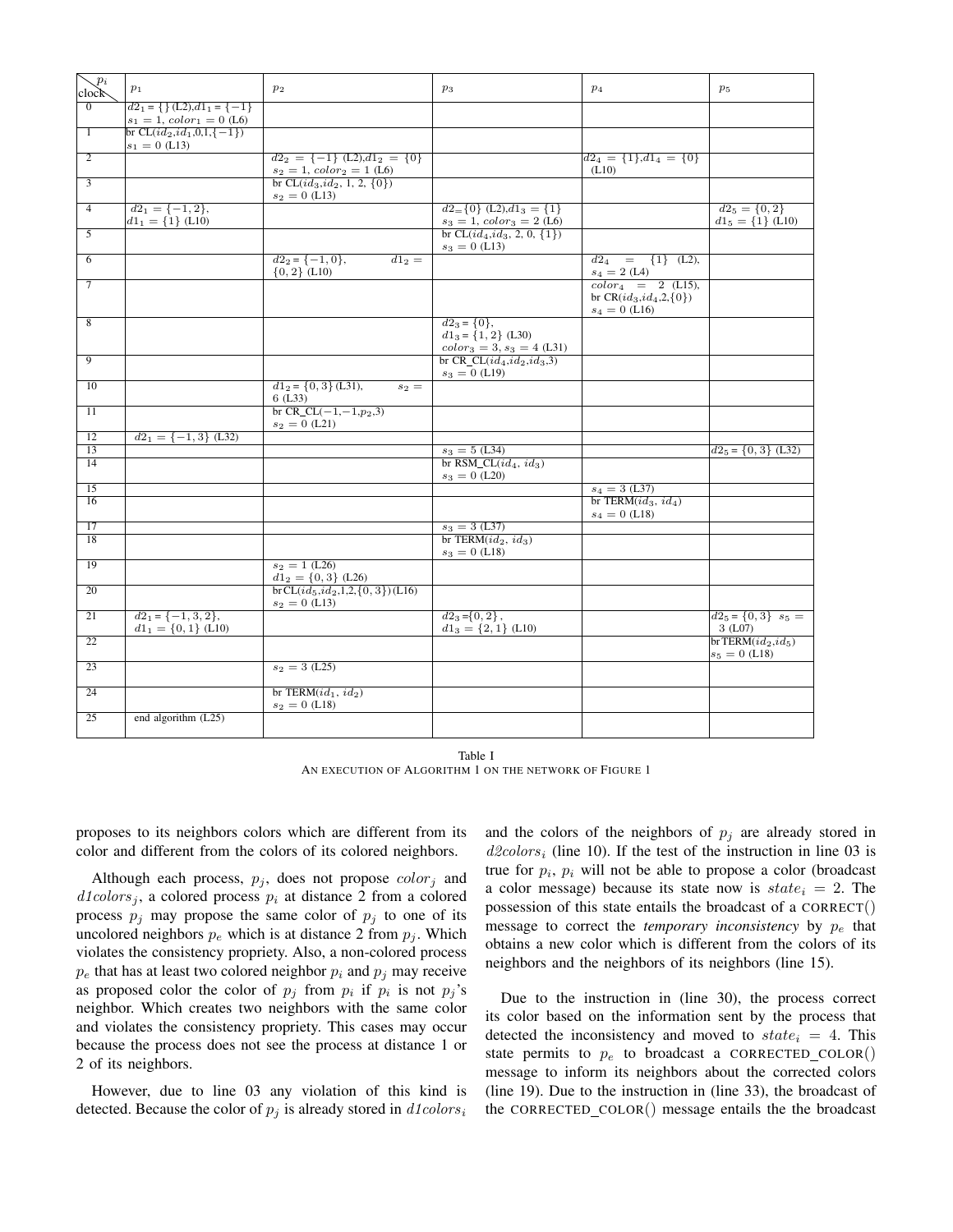| $p_i$ / clock | $p_1$ | $p_2$ | $p_3$ | $p_4$ | $p_5$ |
|---|---|---|---|---|---|
| 0 | $d2_1$ = {} (L2),$d1_1$ = {−1} $s_1 = 1$, $color_1 = 0$ (L6) | | | | |
| 1 | br CL($id_2$,$id_1$,0,1,{−1}) $s_1 = 0$ (L13) | | | | |
| 2 | | $d2_2$ = {−1} (L2),$d1_2$ = {0} $s_2 = 1$, $color_2 = 1$ (L6) | | $d2_4$ = {1},$d1_4$ = {0} (L10) | |
| 3 | | br CL($id_3$,$id_2$, 1, 2, {0}) $s_2 = 0$ (L13) | | | |
| 4 | $d2_1$ = {−1, 2}, $d1_1$ = {1} (L10) | | $d2$={0} (L2),$d1_3$ = {1} $s_3 = 1$, $color_3 = 2$ (L6) | | $d2_5$ = {0, 2} $d1_5$ = {1} (L10) |
| 5 | | | br CL($id_4$,$id_3$, 2, 0, {1}) $s_3 = 0$ (L13) | | |
| 6 | | $d2_2$ = {−1, 0}, $d1_2$ = {0, 2} (L10) | | $d2_4$ = {1} (L2), $s_4 = 2$ (L4) | |
| 7 | | | | $color_4$ = 2 (L15), br CR($id_3$,$id_4$,2,{0}) $s_4 = 0$ (L16) | |
| 8 | | | $d2_3$ = {0}, $d1_3$ = {1, 2} (L30) $color_3 = 3$, $s_3 = 4$ (L31) | | |
| 9 | | | br CR_CL($id_4$,$id_2$,$id_3$,3) $s_3 = 0$ (L19) | | |
| 10 | | $d1_2$ = {0, 3} (L31), $s_2$ = 6 (L33) | | | |
| 11 | | br CR_CL(−1,−1,$p_2$,3) $s_2 = 0$ (L21) | | | |
| 12 | $d2_1$ = {−1, 3} (L32) | | | | |
| 13 | | | $s_3 = 5$ (L34) | | $d2_5$ = {0, 3} (L32) |
| 14 | | | br RSM_CL($id_4$, $id_3$) $s_3 = 0$ (L20) | | |
| 15 | | | | $s_4 = 3$ (L37) | |
| 16 | | | | br TERM($id_3$, $id_4$) $s_4 = 0$ (L18) | |
| 17 | | | $s_3 = 3$ (L37) | | |
| 18 | | | br TERM($id_2$, $id_3$) $s_3 = 0$ (L18) | | |
| 19 | | $s_2 = 1$ (L26) $d1_2$ = {0, 3} (L26) | | | |
| 20 | | br CL($id_5$,$id_2$,1,2,{0, 3}) (L16) $s_2 = 0$ (L13) | | | |
| 21 | $d2_1$ = {−1, 3, 2}, $d1_1$ = {0, 1} (L10) | | $d2_3$ ={0, 2}, $d1_3$ = {2, 1} (L10) | | $d2_5$ = {0, 3} $s_5$ = 3 (L07) |
| 22 | | | | | br TERM($id_2$,$id_5$) $s_5 = 0$ (L18) |
| 23 | | $s_2 = 3$ (L25) | | | |
| 24 | | br TERM($id_1$, $id_2$) $s_2 = 0$ (L18) | | | |
| 25 | end algorithm (L25) | | | | |

Table I
AN EXECUTION OF ALGORITHM 1 ON THE NETWORK OF FIGURE 1

proposes to its neighbors colors which are different from its color and different from the colors of its colored neighbors.

Although each process, $p_j$, does not propose $color_j$ and $d1colors_j$, a colored process $p_i$ at distance 2 from a colored process $p_j$ may propose the same color of $p_j$ to one of its uncolored neighbors $p_e$ which is at distance 2 from $p_j$. Which violates the consistency propriety. Also, a non-colored process $p_e$ that has at least two colored neighbor $p_i$ and $p_j$ may receive as proposed color the color of $p_j$ from $p_i$ if $p_i$ is not $p_j$'s neighbor. Which creates two neighbors with the same color and violates the consistency propriety. This cases may occur because the process does not see the process at distance 1 or 2 of its neighbors.

However, due to line 03 any violation of this kind is detected. Because the color of $p_j$ is already stored in $d1colors_i$ and the colors of the neighbors of $p_j$ are already stored in $d2colors_i$ (line 10). If the test of the instruction in line 03 is true for $p_i$, $p_i$ will not be able to propose a color (broadcast a color message) because its state now is $state_i = 2$. The possession of this state entails the broadcast of a CORRECT() message to correct the *temporary inconsistency* by $p_e$ that obtains a new color which is different from the colors of its neighbors and the neighbors of its neighbors (line 15).

Due to the instruction in (line 30), the process correct its color based on the information sent by the process that detected the inconsistency and moved to $state_i = 4$. This state permits to $p_e$ to broadcast a CORRECTED_COLOR() message to inform its neighbors about the corrected colors (line 19). Due to the instruction in (line 33), the broadcast of the CORRECTED_COLOR() message entails the the broadcast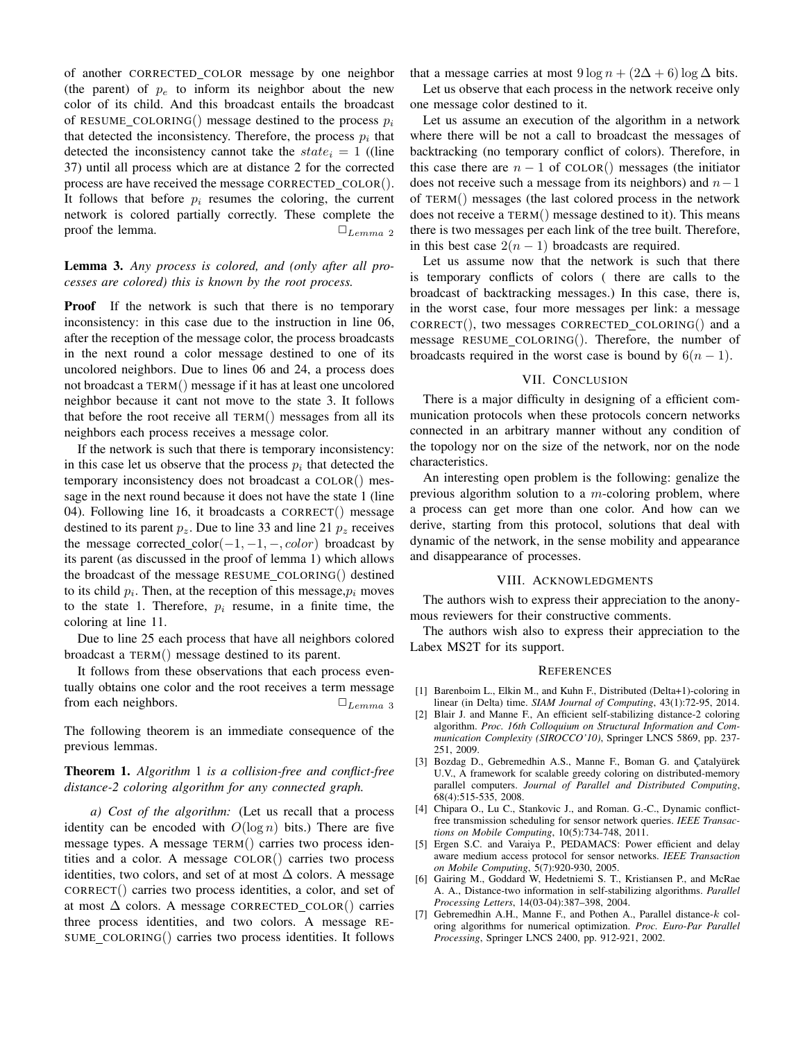of another CORRECTED_COLOR message by one neighbor (the parent) of $p_e$ to inform its neighbor about the new color of its child. And this broadcast entails the broadcast of RESUME_COLORING() message destined to the process $p_i$ that detected the inconsistency. Therefore, the process $p_i$ that detected the inconsistency cannot take the $state_i = 1$ ((line 37) until all process which are at distance 2 for the corrected process are have received the message CORRECTED_COLOR(). It follows that before $p_i$ resumes the coloring, the current network is colored partially correctly. These complete the proof the lemma. $\square_{Lemma\ 2}$

**Lemma 3.** *Any process is colored, and (only after all processes are colored) this is known by the root process.*

**Proof** If the network is such that there is no temporary inconsistency: in this case due to the instruction in line 06, after the reception of the message color, the process broadcasts in the next round a color message destined to one of its uncolored neighbors. Due to lines 06 and 24, a process does not broadcast a TERM() message if it has at least one uncolored neighbor because it cant not move to the state 3. It follows that before the root receive all TERM() messages from all its neighbors each process receives a message color.

If the network is such that there is temporary inconsistency: in this case let us observe that the process $p_i$ that detected the temporary inconsistency does not broadcast a COLOR() message in the next round because it does not have the state 1 (line 04). Following line 16, it broadcasts a CORRECT() message destined to its parent $p_z$. Due to line 33 and line 21 $p_z$ receives the message corrected_color$(-1, -1, -, color)$ broadcast by its parent (as discussed in the proof of lemma 1) which allows the broadcast of the message RESUME_COLORING() destined to its child $p_i$. Then, at the reception of this message,$p_i$ moves to the state 1. Therefore, $p_i$ resume, in a finite time, the coloring at line 11.

Due to line 25 each process that have all neighbors colored broadcast a TERM() message destined to its parent.

It follows from these observations that each process eventually obtains one color and the root receives a term message from each neighbors. $\square_{Lemma\ 3}$

The following theorem is an immediate consequence of the previous lemmas.

**Theorem 1.** *Algorithm* 1 *is a collision-free and conflict-free distance-2 coloring algorithm for any connected graph.*

*a) Cost of the algorithm:* (Let us recall that a process identity can be encoded with $O(\log n)$ bits.) There are five message types. A message TERM() carries two process identities and a color. A message COLOR() carries two process identities, two colors, and set of at most $\Delta$ colors. A message CORRECT() carries two process identities, a color, and set of at most $\Delta$ colors. A message CORRECTED_COLOR() carries three process identities, and two colors. A message RESUME_COLORING() carries two process identities. It follows that a message carries at most $9\log n + (2\Delta + 6)\log\Delta$ bits.

Let us observe that each process in the network receive only one message color destined to it.

Let us assume an execution of the algorithm in a network where there will be not a call to broadcast the messages of backtracking (no temporary conflict of colors). Therefore, in this case there are $n-1$ of COLOR() messages (the initiator does not receive such a message from its neighbors) and $n-1$ of TERM() messages (the last colored process in the network does not receive a TERM() message destined to it). This means there is two messages per each link of the tree built. Therefore, in this best case $2(n-1)$ broadcasts are required.

Let us assume now that the network is such that there is temporary conflicts of colors ( there are calls to the broadcast of backtracking messages.) In this case, there is, in the worst case, four more messages per link: a message CORRECT(), two messages CORRECTED_COLORING() and a message RESUME_COLORING(). Therefore, the number of broadcasts required in the worst case is bound by $6(n-1)$.

## VII. Conclusion

There is a major difficulty in designing of a efficient communication protocols when these protocols concern networks connected in an arbitrary manner without any condition of the topology nor on the size of the network, nor on the node characteristics.

An interesting open problem is the following: genalize the previous algorithm solution to a $m$-coloring problem, where a process can get more than one color. And how can we derive, starting from this protocol, solutions that deal with dynamic of the network, in the sense mobility and appearance and disappearance of processes.

## VIII. Acknowledgments

The authors wish to express their appreciation to the anonymous reviewers for their constructive comments.

The authors wish also to express their appreciation to the Labex MS2T for its support.

## References

[1] Barenboim L., Elkin M., and Kuhn F., Distributed (Delta+1)-coloring in linear (in Delta) time. *SIAM Journal of Computing*, 43(1):72-95, 2014.

[2] Blair J. and Manne F., An efficient self-stabilizing distance-2 coloring algorithm. *Proc. 16th Colloquium on Structural Information and Communication Complexity (SIROCCO'10)*, Springer LNCS 5869, pp. 237-251, 2009.

[3] Bozdag D., Gebremedhin A.S., Manne F., Boman G. and Çatalyürek U.V., A framework for scalable greedy coloring on distributed-memory parallel computers. *Journal of Parallel and Distributed Computing*, 68(4):515-535, 2008.

[4] Chipara O., Lu C., Stankovic J., and Roman. G.-C., Dynamic conflict-free transmission scheduling for sensor network queries. *IEEE Transactions on Mobile Computing*, 10(5):734-748, 2011.

[5] Ergen S.C. and Varaiya P., PEDAMACS: Power efficient and delay aware medium access protocol for sensor networks. *IEEE Transaction on Mobile Computing*, 5(7):920-930, 2005.

[6] Gairing M., Goddard W, Hedetniemi S. T., Kristiansen P., and McRae A. A., Distance-two information in self-stabilizing algorithms. *Parallel Processing Letters*, 14(03-04):387–398, 2004.

[7] Gebremedhin A.H., Manne F., and Pothen A., Parallel distance-$k$ coloring algorithms for numerical optimization. *Proc. Euro-Par Parallel Processing*, Springer LNCS 2400, pp. 912-921, 2002.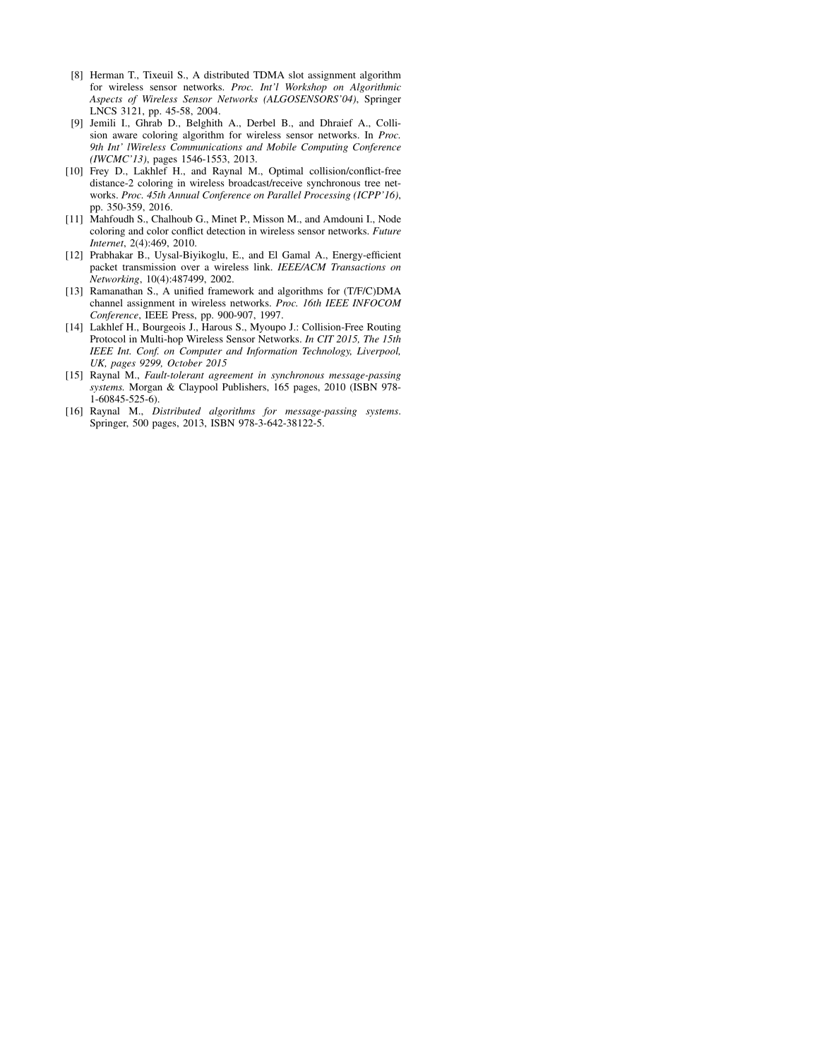[8] Herman T., Tixeuil S., A distributed TDMA slot assignment algorithm for wireless sensor networks. *Proc. Int'l Workshop on Algorithmic Aspects of Wireless Sensor Networks (ALGOSENSORS'04)*, Springer LNCS 3121, pp. 45-58, 2004.

[9] Jemili I., Ghrab D., Belghith A., Derbel B., and Dhraief A., Collision aware coloring algorithm for wireless sensor networks. In *Proc. 9th Int' lWireless Communications and Mobile Computing Conference (IWCMC'13)*, pages 1546-1553, 2013.

[10] Frey D., Lakhlef H., and Raynal M., Optimal collision/conflict-free distance-2 coloring in wireless broadcast/receive synchronous tree networks. *Proc. 45th Annual Conference on Parallel Processing (ICPP'16)*, pp. 350-359, 2016.

[11] Mahfoudh S., Chalhoub G., Minet P., Misson M., and Amdouni I., Node coloring and color conflict detection in wireless sensor networks. *Future Internet*, 2(4):469, 2010.

[12] Prabhakar B., Uysal-Biyikoglu, E., and El Gamal A., Energy-efficient packet transmission over a wireless link. *IEEE/ACM Transactions on Networking*, 10(4):487499, 2002.

[13] Ramanathan S., A unified framework and algorithms for (T/F/C)DMA channel assignment in wireless networks. *Proc. 16th IEEE INFOCOM Conference*, IEEE Press, pp. 900-907, 1997.

[14] Lakhlef H., Bourgeois J., Harous S., Myoupo J.: Collision-Free Routing Protocol in Multi-hop Wireless Sensor Networks. *In CIT 2015, The 15th IEEE Int. Conf. on Computer and Information Technology, Liverpool, UK, pages 9299, October 2015*

[15] Raynal M., *Fault-tolerant agreement in synchronous message-passing systems.* Morgan & Claypool Publishers, 165 pages, 2010 (ISBN 978-1-60845-525-6).

[16] Raynal M., *Distributed algorithms for message-passing systems.* Springer, 500 pages, 2013, ISBN 978-3-642-38122-5.